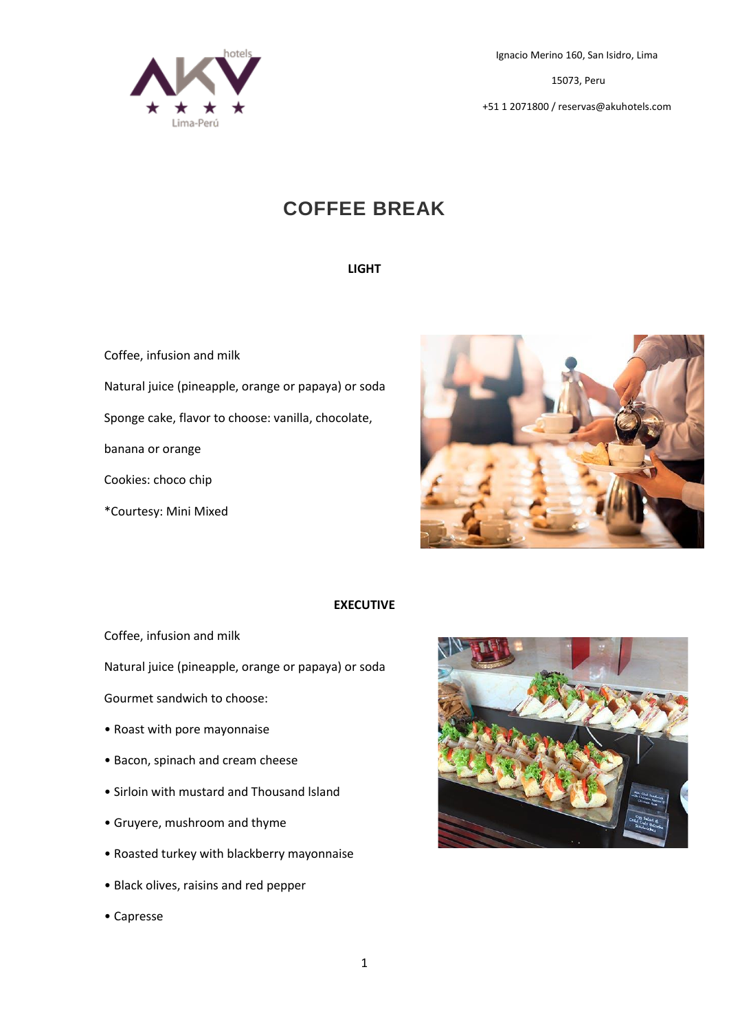Ignacio Merino 160, San Isidro, Lima

15073, Peru

+51 1 2071800 / reservas@akuhotels.com

# COFFEE BREAK

## LIGHT

Coffee, infusion and milk

Natural juice (pineapple, orange or papaya) or soda

Sponge cake, flavor to choose: vanilla, chocolate, banana or orange

Cookies: choco chip

*Courtesy: Mini Mixed

## EXECUTIVE

Coffee, infusion and milk

Natural juice (pineapple, orange or papaya) or soda

Gourmet sandwich to choose:

- Roast with pore mayonnaise
- Bacon, spinach and cream cheese
- Sirloin with mustard and Thousand Island
- Gruyere, mushroom and thyme
- Roasted turkey with blackberry mayonnaise
- Black olives, raisins and red pepper
- Capresse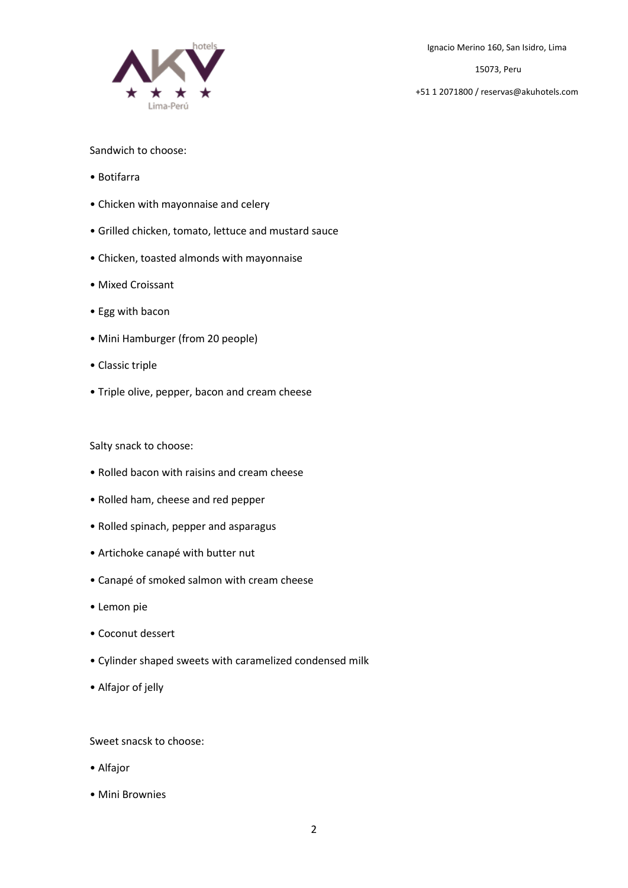Sandwich to choose:

- Botifarra
- Chicken with mayonnaise and celery
- Grilled chicken, tomato, lettuce and mustard sauce
- Chicken, toasted almonds with mayonnaise
- Mixed Croissant
- Egg with bacon
- Mini Hamburger (from 20 people)
- Classic triple
- Triple olive, pepper, bacon and cream cheese

Salty snack to choose:

- Rolled bacon with raisins and cream cheese
- Rolled ham, cheese and red pepper
- Rolled spinach, pepper and asparagus
- Artichoke canapé with butter nut
- Canapé of smoked salmon with cream cheese
- Lemon pie
- Coconut dessert
- Cylinder shaped sweets with caramelized condensed milk
- Alfajor of jelly

Sweet snacsk to choose:

- Alfajor
- Mini Brownies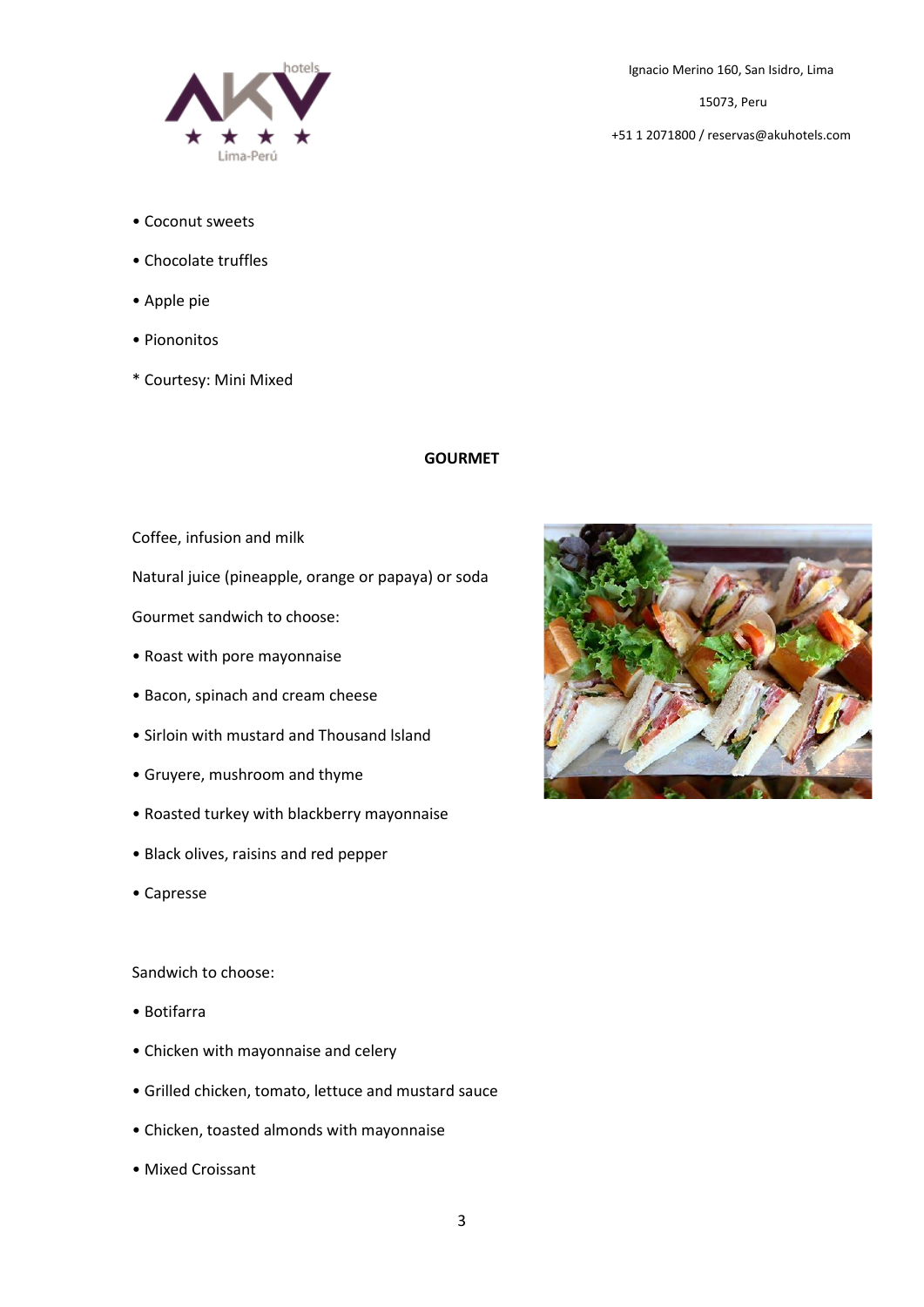- Coconut sweets
- Chocolate truffles
- Apple pie
- Piononitos

* Courtesy: Mini Mixed

## GOURMET

Coffee, infusion and milk

Natural juice (pineapple, orange or papaya) or soda

Gourmet sandwich to choose:

- Roast with pore mayonnaise
- Bacon, spinach and cream cheese
- Sirloin with mustard and Thousand Island
- Gruyere, mushroom and thyme
- Roasted turkey with blackberry mayonnaise
- Black olives, raisins and red pepper
- Capresse

Sandwich to choose:

- Botifarra
- Chicken with mayonnaise and celery
- Grilled chicken, tomato, lettuce and mustard sauce
- Chicken, toasted almonds with mayonnaise
- Mixed Croissant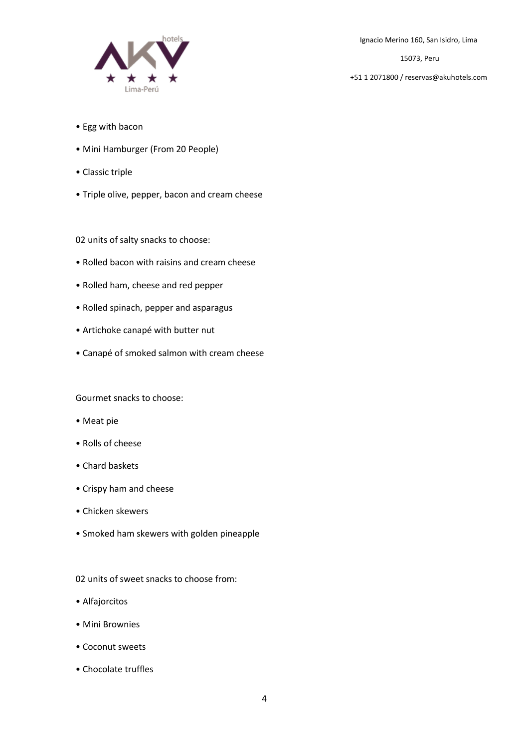- Egg with bacon
- Mini Hamburger (From 20 People)
- Classic triple
- Triple olive, pepper, bacon and cream cheese

02 units of salty snacks to choose:

- Rolled bacon with raisins and cream cheese
- Rolled ham, cheese and red pepper
- Rolled spinach, pepper and asparagus
- Artichoke canapé with butter nut
- Canapé of smoked salmon with cream cheese

Gourmet snacks to choose:

- Meat pie
- Rolls of cheese
- Chard baskets
- Crispy ham and cheese
- Chicken skewers
- Smoked ham skewers with golden pineapple

02 units of sweet snacks to choose from:

- Alfajorcitos
- Mini Brownies
- Coconut sweets
- Chocolate truffles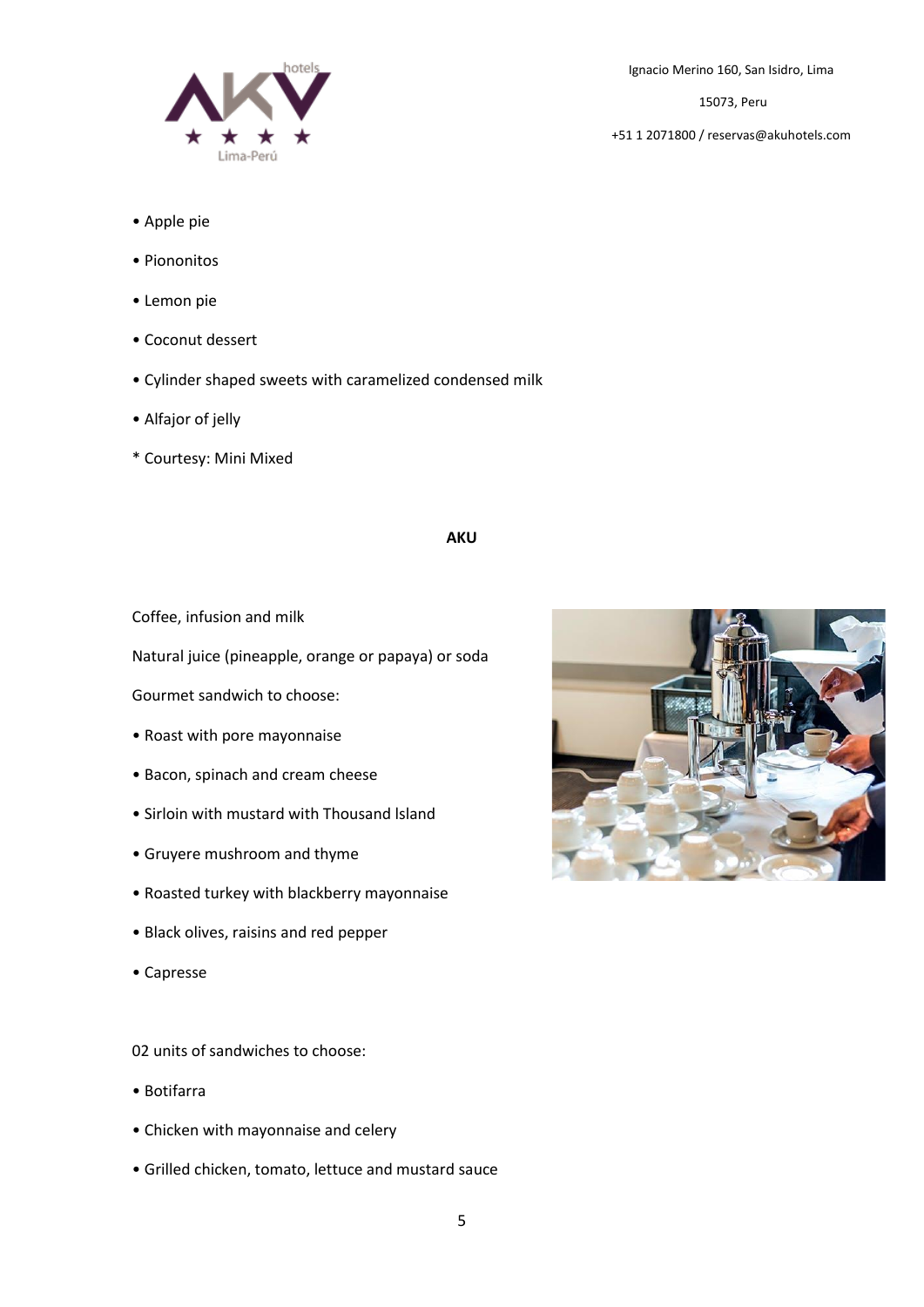• Apple pie

• Piononitos

• Lemon pie

• Coconut dessert

• Cylinder shaped sweets with caramelized condensed milk

• Alfajor of jelly

* Courtesy: Mini Mixed

**AKU**

Coffee, infusion and milk

Natural juice (pineapple, orange or papaya) or soda

Gourmet sandwich to choose:

• Roast with pore mayonnaise

• Bacon, spinach and cream cheese

• Sirloin with mustard with Thousand Island

• Gruyere mushroom and thyme

• Roasted turkey with blackberry mayonnaise

• Black olives, raisins and red pepper

• Capresse

02 units of sandwiches to choose:

• Botifarra

• Chicken with mayonnaise and celery

• Grilled chicken, tomato, lettuce and mustard sauce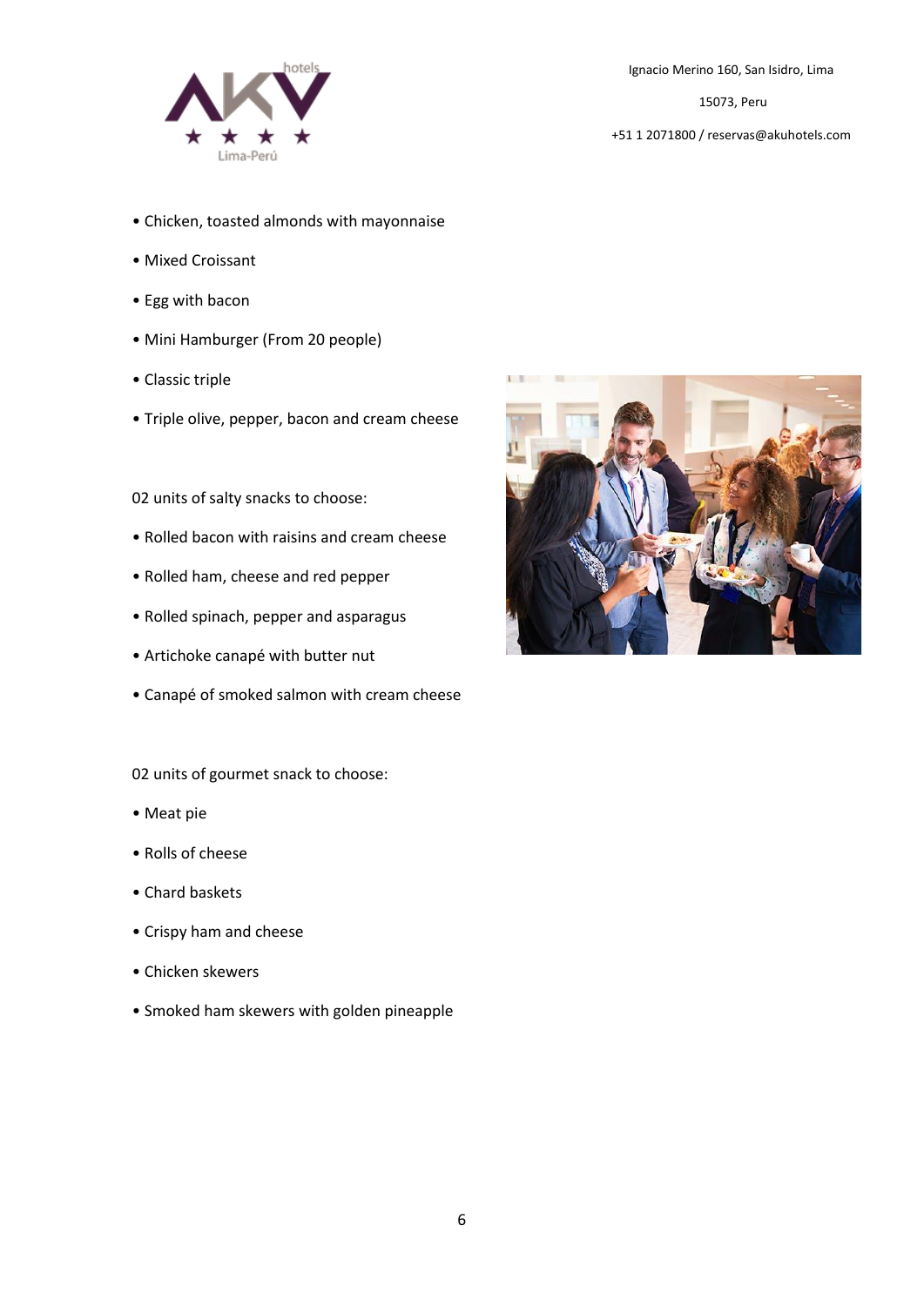- Chicken, toasted almonds with mayonnaise
- Mixed Croissant
- Egg with bacon
- Mini Hamburger (From 20 people)
- Classic triple
- Triple olive, pepper, bacon and cream cheese

02 units of salty snacks to choose:

- Rolled bacon with raisins and cream cheese
- Rolled ham, cheese and red pepper
- Rolled spinach, pepper and asparagus
- Artichoke canapé with butter nut
- Canapé of smoked salmon with cream cheese

02 units of gourmet snack to choose:

- Meat pie
- Rolls of cheese
- Chard baskets
- Crispy ham and cheese
- Chicken skewers
- Smoked ham skewers with golden pineapple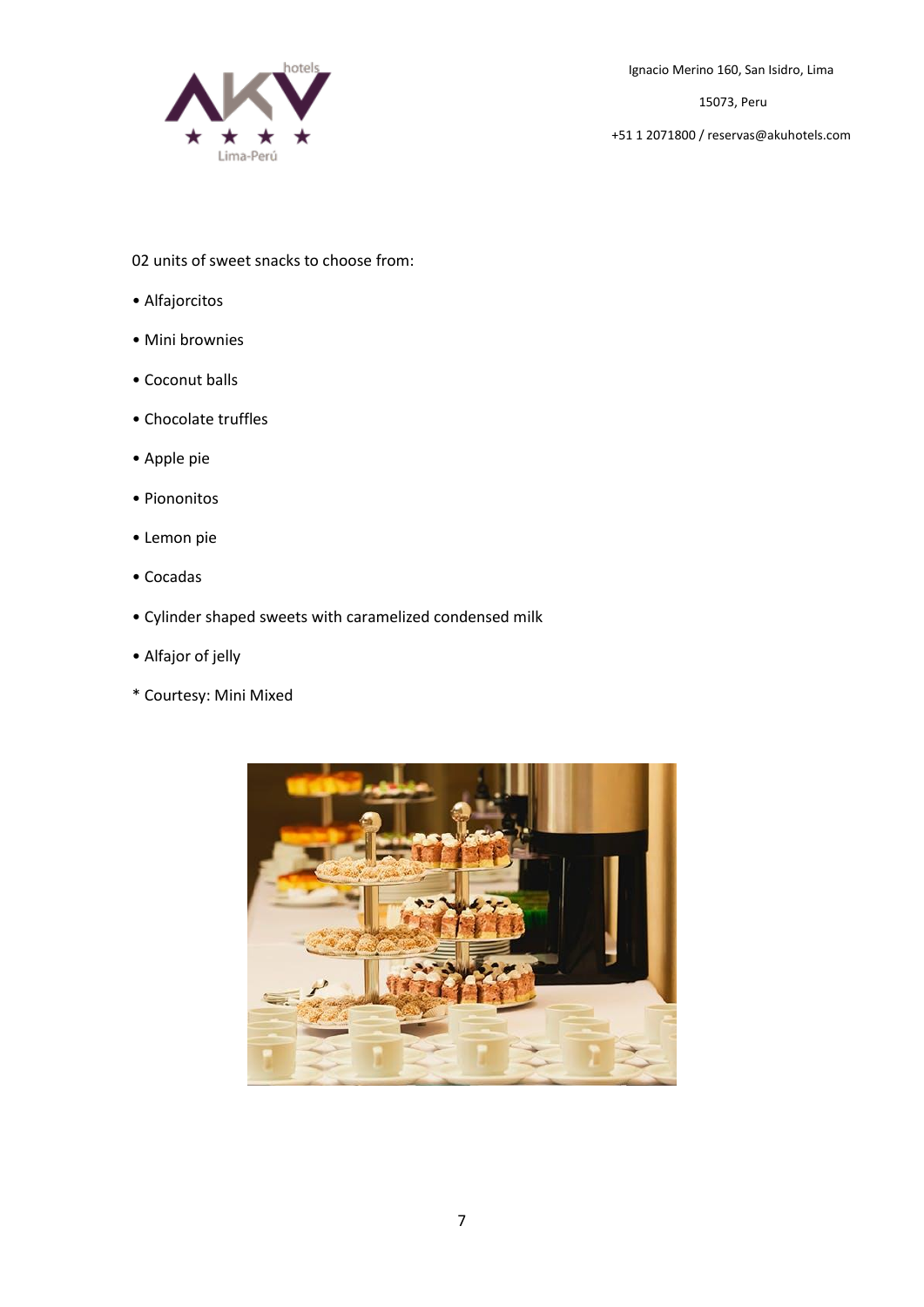02 units of sweet snacks to choose from:

- Alfajorcitos
- Mini brownies
- Coconut balls
- Chocolate truffles
- Apple pie
- Piononitos
- Lemon pie
- Cocadas
- Cylinder shaped sweets with caramelized condensed milk
- Alfajor of jelly

* Courtesy: Mini Mixed